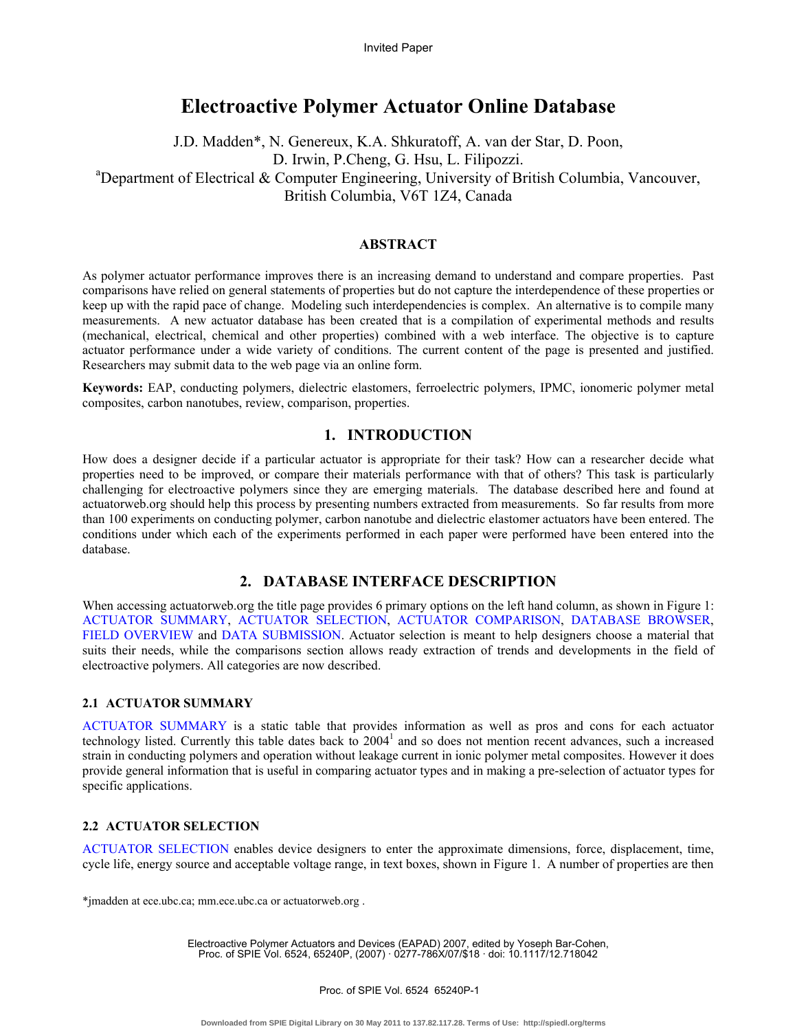Invited Paper

# Electroactive Polymer Actuator Online Database

J.D. Madden*, N. Genereux, K.A. Shkuratoff, A. van der Star, D. Poon, D. Irwin, P.Cheng, G. Hsu, L. Filipozzi.

[a]Department of Electrical & Computer Engineering, University of British Columbia, Vancouver, British Columbia, V6T 1Z4, Canada

## ABSTRACT

As polymer actuator performance improves there is an increasing demand to understand and compare properties. Past comparisons have relied on general statements of properties but do not capture the interdependence of these properties or keep up with the rapid pace of change. Modeling such interdependencies is complex. An alternative is to compile many measurements. A new actuator database has been created that is a compilation of experimental methods and results (mechanical, electrical, chemical and other properties) combined with a web interface. The objective is to capture actuator performance under a wide variety of conditions. The current content of the page is presented and justified. Researchers may submit data to the web page via an online form.

**Keywords:** EAP, conducting polymers, dielectric elastomers, ferroelectric polymers, IPMC, ionomeric polymer metal composites, carbon nanotubes, review, comparison, properties.

## 1. INTRODUCTION

How does a designer decide if a particular actuator is appropriate for their task? How can a researcher decide what properties need to be improved, or compare their materials performance with that of others? This task is particularly challenging for electroactive polymers since they are emerging materials. The database described here and found at actuatorweb.org should help this process by presenting numbers extracted from measurements. So far results from more than 100 experiments on conducting polymer, carbon nanotube and dielectric elastomer actuators have been entered. The conditions under which each of the experiments performed in each paper were performed have been entered into the database.

## 2. DATABASE INTERFACE DESCRIPTION

When accessing actuatorweb.org the title page provides 6 primary options on the left hand column, as shown in Figure 1: ACTUATOR SUMMARY, ACTUATOR SELECTION, ACTUATOR COMPARISON, DATABASE BROWSER, FIELD OVERVIEW and DATA SUBMISSION. Actuator selection is meant to help designers choose a material that suits their needs, while the comparisons section allows ready extraction of trends and developments in the field of electroactive polymers. All categories are now described.

### 2.1 ACTUATOR SUMMARY

ACTUATOR SUMMARY is a static table that provides information as well as pros and cons for each actuator technology listed. Currently this table dates back to 2004[1] and so does not mention recent advances, such a increased strain in conducting polymers and operation without leakage current in ionic polymer metal composites. However it does provide general information that is useful in comparing actuator types and in making a pre-selection of actuator types for specific applications.

### 2.2 ACTUATOR SELECTION

ACTUATOR SELECTION enables device designers to enter the approximate dimensions, force, displacement, time, cycle life, energy source and acceptable voltage range, in text boxes, shown in Figure 1. A number of properties are then

*jmadden at ece.ubc.ca; mm.ece.ubc.ca or actuatorweb.org .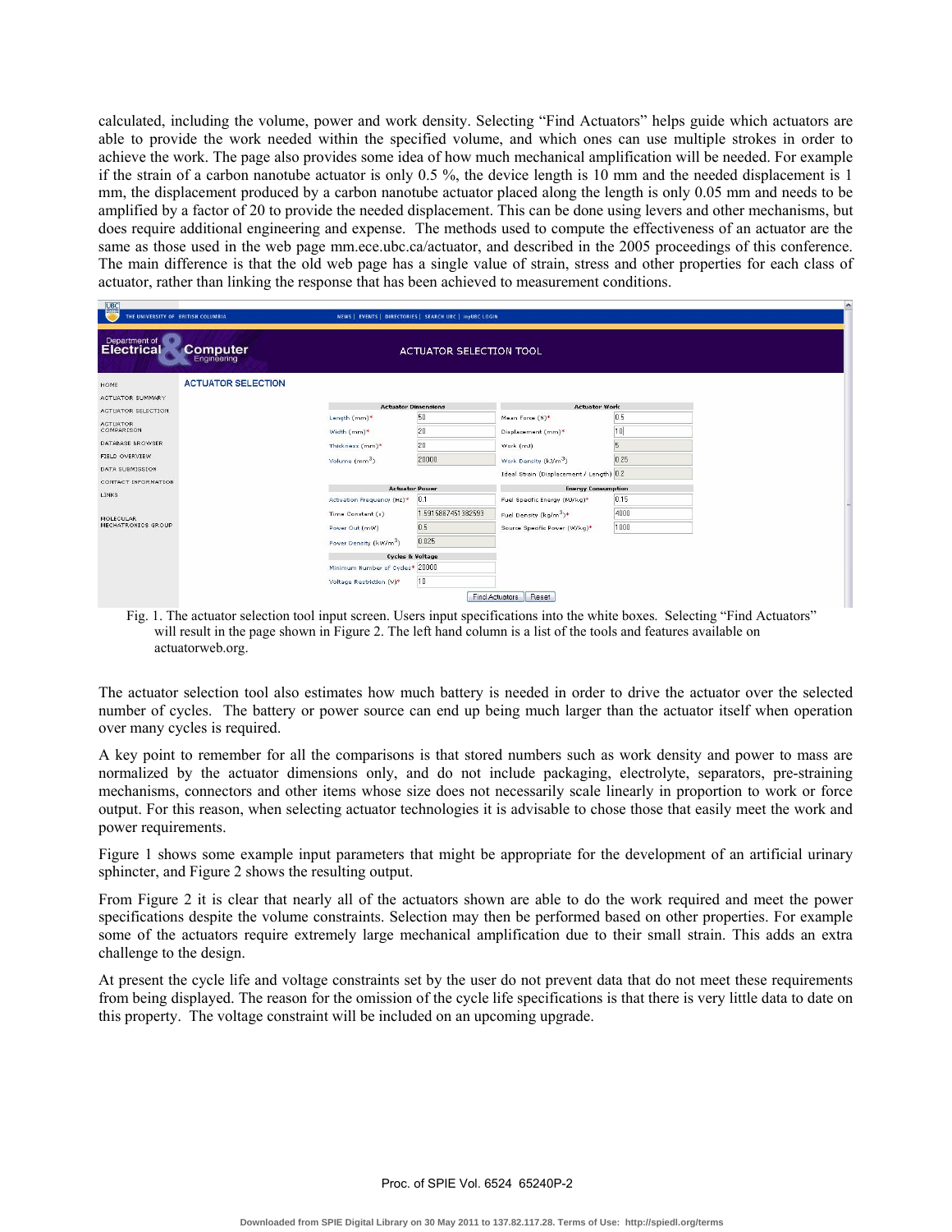calculated, including the volume, power and work density. Selecting "Find Actuators" helps guide which actuators are able to provide the work needed within the specified volume, and which ones can use multiple strokes in order to achieve the work. The page also provides some idea of how much mechanical amplification will be needed. For example if the strain of a carbon nanotube actuator is only 0.5 %, the device length is 10 mm and the needed displacement is 1 mm, the displacement produced by a carbon nanotube actuator placed along the length is only 0.05 mm and needs to be amplified by a factor of 20 to provide the needed displacement. This can be done using levers and other mechanisms, but does require additional engineering and expense. The methods used to compute the effectiveness of an actuator are the same as those used in the web page mm.ece.ubc.ca/actuator, and described in the 2005 proceedings of this conference. The main difference is that the old web page has a single value of strain, stress and other properties for each class of actuator, rather than linking the response that has been achieved to measurement conditions.

Fig. 1. The actuator selection tool input screen. Users input specifications into the white boxes. Selecting "Find Actuators" will result in the page shown in Figure 2. The left hand column is a list of the tools and features available on actuatorweb.org.

The actuator selection tool also estimates how much battery is needed in order to drive the actuator over the selected number of cycles. The battery or power source can end up being much larger than the actuator itself when operation over many cycles is required.

A key point to remember for all the comparisons is that stored numbers such as work density and power to mass are normalized by the actuator dimensions only, and do not include packaging, electrolyte, separators, pre-straining mechanisms, connectors and other items whose size does not necessarily scale linearly in proportion to work or force output. For this reason, when selecting actuator technologies it is advisable to chose those that easily meet the work and power requirements.

Figure 1 shows some example input parameters that might be appropriate for the development of an artificial urinary sphincter, and Figure 2 shows the resulting output.

From Figure 2 it is clear that nearly all of the actuators shown are able to do the work required and meet the power specifications despite the volume constraints. Selection may then be performed based on other properties. For example some of the actuators require extremely large mechanical amplification due to their small strain. This adds an extra challenge to the design.

At present the cycle life and voltage constraints set by the user do not prevent data that do not meet these requirements from being displayed. The reason for the omission of the cycle life specifications is that there is very little data to date on this property. The voltage constraint will be included on an upcoming upgrade.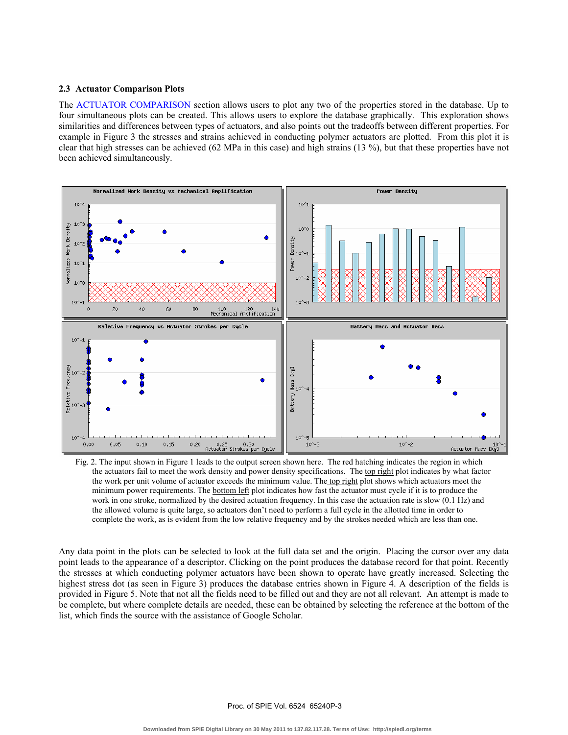### 2.3 Actuator Comparison Plots

The ACTUATOR COMPARISON section allows users to plot any two of the properties stored in the database. Up to four simultaneous plots can be created. This allows users to explore the database graphically. This exploration shows similarities and differences between types of actuators, and also points out the tradeoffs between different properties. For example in Figure 3 the stresses and strains achieved in conducting polymer actuators are plotted. From this plot it is clear that high stresses can be achieved (62 MPa in this case) and high strains (13 %), but that these properties have not been achieved simultaneously.

Fig. 2. The input shown in Figure 1 leads to the output screen shown here. The red hatching indicates the region in which the actuators fail to meet the work density and power density specifications. The top right plot indicates by what factor the work per unit volume of actuator exceeds the minimum value. The top right plot shows which actuators meet the minimum power requirements. The bottom left plot indicates how fast the actuator must cycle if it is to produce the work in one stroke, normalized by the desired actuation frequency. In this case the actuation rate is slow (0.1 Hz) and the allowed volume is quite large, so actuators don't need to perform a full cycle in the allotted time in order to complete the work, as is evident from the low relative frequency and by the strokes needed which are less than one.

Any data point in the plots can be selected to look at the full data set and the origin. Placing the cursor over any data point leads to the appearance of a descriptor. Clicking on the point produces the database record for that point. Recently the stresses at which conducting polymer actuators have been shown to operate have greatly increased. Selecting the highest stress dot (as seen in Figure 3) produces the database entries shown in Figure 4. A description of the fields is provided in Figure 5. Note that not all the fields need to be filled out and they are not all relevant. An attempt is made to be complete, but where complete details are needed, these can be obtained by selecting the reference at the bottom of the list, which finds the source with the assistance of Google Scholar.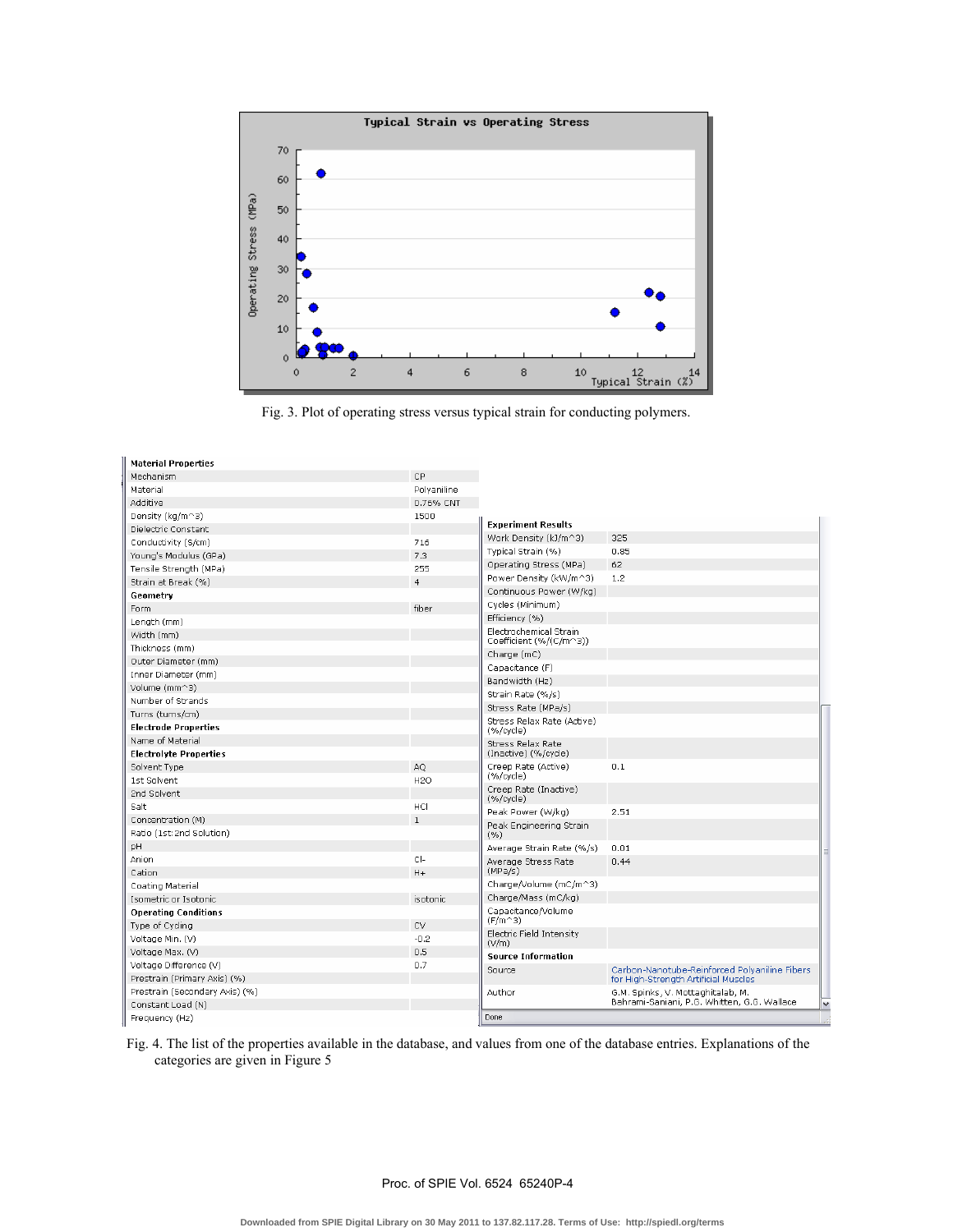Fig. 3. Plot of operating stress versus typical strain for conducting polymers.

| **Material Properties** | |
|---|---|
| Mechanism | CP |
| Material | Polyaniline |
| Additive | 0.76% CNT |
| Density (kg/m^3) | 1500 |
| Dielectric Constant | |
| Conductivity (S/cm) | 716 |
| Young's Modulus (GPa) | 7.3 |
| Tensile Strength (MPa) | 255 |
| Strain at Break (%) | 4 |
| **Geometry** | |
| Form | fiber |
| Length (mm) | |
| Width (mm) | |
| Thickness (mm) | |
| Outer Diameter (mm) | |
| Inner Diameter (mm) | |
| Volume (mm^3) | |
| Number of Strands | |
| Turns (turns/cm) | |
| **Electrode Properties** | |
| Name of Material | |
| **Electrolyte Properties** | |
| Solvent Type | AQ |
| 1st Solvent | H2O |
| 2nd Solvent | |
| Salt | HCl |
| Concentration (M) | 1 |
| Ratio (1st:2nd Solution) | |
| pH | |
| Anion | Cl- |
| Cation | H+ |
| Coating Material | |
| Isometric or Isotonic | isotonic |
| **Operating Conditions** | |
| Type of Cycling | CV |
| Voltage Min. (V) | -0.2 |
| Voltage Max. (V) | 0.5 |
| Voltage Difference (V) | 0.7 |
| Prestrain (Primary Axis) (%) | |
| Prestrain (Secondary Axis) (%) | |
| Constant Load (N) | |
| Frequency (Hz) | |

| **Experiment Results** | |
|---|---|
| Work Density (kJ/m^3) | 325 |
| Typical Strain (%) | 0.85 |
| Operating Stress (MPa) | 62 |
| Power Density (kW/m^3) | 1.2 |
| Continuous Power (W/kg) | |
| Cycles (Minimum) | |
| Efficiency (%) | |
| Electrochemical Strain Coefficient (%/(C/m^3)) | |
| Charge (mC) | |
| Capacitance (F) | |
| Bandwidth (Hz) | |
| Strain Rate (%/s) | |
| Stress Rate (MPa/s) | |
| Stress Relax Rate (Active) (%/cycle) | |
| Stress Relax Rate (Inactive) (%/cycle) | |
| Creep Rate (Active) (%/cycle) | 0.1 |
| Creep Rate (Inactive) (%/cycle) | |
| Peak Power (W/kg) | 2.51 |
| Peak Engineering Strain (%) | |
| Average Strain Rate (%/s) | 0.01 |
| Average Stress Rate (MPa/s) | 0.44 |
| Charge/Volume (mC/m^3) | |
| Charge/Mass (mC/kg) | |
| Capacitance/Volume (F/m^3) | |
| Electric Field Intensity (V/m) | |
| **Source Information** | |
| Source | Carbon-Nanotube-Reinforced Polyaniline Fibers for High-Strength Artificial Muscles |
| Author | G.M. Spinks, V. Mottaghitalab, M. Bahrami-Saniani, P.G. Whitten, G.G. Wallace |

Fig. 4. The list of the properties available in the database, and values from one of the database entries. Explanations of the categories are given in Figure 5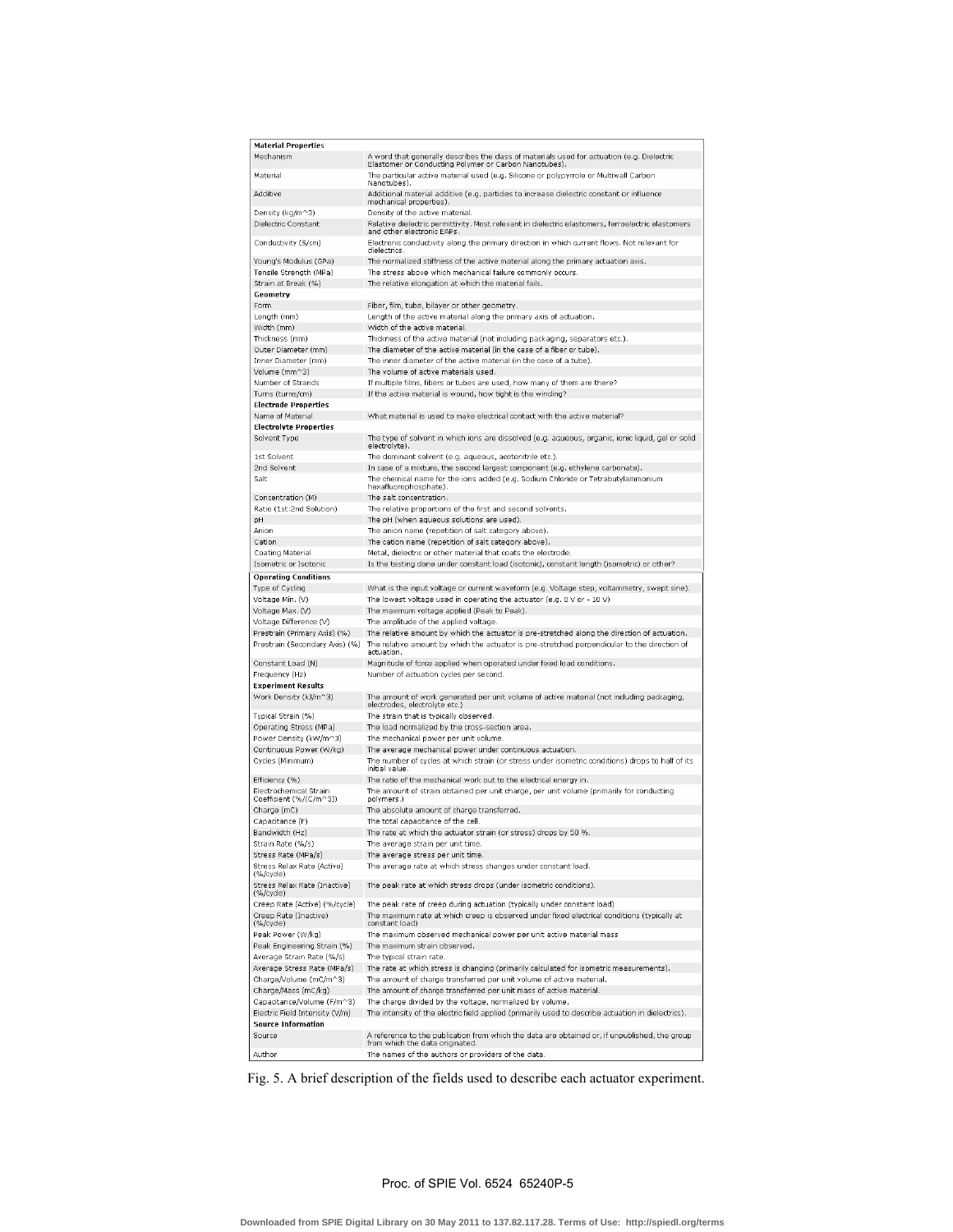| **Material Properties** | |
|---|---|
| Mechanism | A word that generally describes the class of materials used for actuation (e.g. Dielectric Elastomer or Conducting Polymer or Carbon Nanotubes). |
| Material | The particular active material used (e.g. Silicone or polypyrrole or Multiwall Carbon Nanotubes). |
| Additive | Additional material additive (e.g. particles to increase dielectric constant or influence mechanical properties). |
| Density (kg/m^3) | Density of the active material. |
| Dielectric Constant | Relative dielectric permittivity. Most relevant in dielectric elastomers, ferroelectric elastomers and other electronic EAPs. |
| Conductivity (S/cm) | Electronic conductivity along the primary direction in which current flows. Not relevant for dielectrics. |
| Young's Modulus (GPa) | The normalized stiffness of the active material along the primary actuation axis. |
| Tensile Strength (MPa) | The stress above which mechanical failure commonly occurs. |
| Strain at Break (%) | The relative elongation at which the material fails. |
| **Geometry** | |
| Form | Fiber, film, tube, bilayer or other geometry. |
| Length (mm) | Length of the active material along the primary axis of actuation. |
| Width (mm) | Width of the active material. |
| Thickness (mm) | Thickness of the active material (not including packaging, separators etc.). |
| Outer Diameter (mm) | The diameter of the active material (in the case of a fiber or tube). |
| Inner Diameter (mm) | The inner diameter of the active material (in the case of a tube). |
| Volume (mm^3) | The volume of active materials used. |
| Number of Strands | If multiple films, fibers or tubes are used, how many of them are there? |
| Turns (turns/cm) | If the active material is wound, how tight is the winding? |
| **Electrode Properties** | |
| Name of Material | What material is used to make electrical contact with the active material? |
| **Electrolyte Properties** | |
| Solvent Type | The type of solvent in which ions are dissolved (e.g. aqueous, organic, ionic liquid, gel or solid electrolyte). |
| 1st Solvent | The dominant solvent (e.g. aqueous, acetonitrile etc.). |
| 2nd Solvent | In case of a mixture, the second largest component (e.g. ethylene carbonate). |
| Salt | The chemical name for the ions added (e.g. Sodium Chloride or Tetrabutylammonium hexafluorophosphate). |
| Concentration (M) | The salt concentration. |
| Ratio (1st:2nd Solution) | The relative proportions of the first and second solvents. |
| pH | The pH (when aqueous solutions are used). |
| Anion | The anion name (repetition of salt category above). |
| Cation | The cation name (repetition of salt category above). |
| Coating Material | Metal, dielectric or other material that coats the electrode. |
| Isometric or Isotonic | Is the testing done under constant load (isotonic), constant length (isometric) or other? |
| **Operating Conditions** | |
| Type of Cycling | What is the input voltage or current waveform (e.g. Voltage step, voltammetry, swept sine). |
| Voltage Min. (V) | The lowest voltage used in operating the actuator (e.g. 0 V or - 10 V) |
| Voltage Max. (V) | The maximum voltage applied (Peak to Peak). |
| Voltage Difference (V) | The amplitude of the applied voltage. |
| Prestrain (Primary Axis) (%) | The relative amount by which the actuator is pre-stretched along the direction of actuation. |
| Prestrain (Secondary Axis) (%) | The relative amount by which the actuator is pre-stretched perpendicular to the direction of actuation. |
| Constant Load (N) | Magnitude of force applied when operated under fixed load conditions. |
| Frequency (Hz) | Number of actuation cycles per second. |
| **Experiment Results** | |
| Work Density (kJ/m^3) | The amount of work generated per unit volume of active material (not including packaging, electrodes, electrolyte etc.) |
| Typical Strain (%) | The strain that is typically observed. |
| Operating Stress (MPa) | The load normalized by the cross-section area. |
| Power Density (kW/m^3) | The mechanical power per unit volume. |
| Continuous Power (W/kg) | The average mechanical power under continuous actuation. |
| Cycles (Minimum) | The number of cycles at which strain (or stress under isometric conditions) drops to half of its initial value. |
| Efficiency (%) | The ratio of the mechanical work out to the electrical energy in. |
| Electrochemical Strain Coefficient (%/(C/m^3)) | The amount of strain obtained per unit charge, per unit volume (primarily for conducting polymers.) |
| Charge (mC) | The absolute amount of charge transferred. |
| Capacitance (F) | The total capacitance of the cell. |
| Bandwidth (Hz) | The rate at which the actuator strain (or stress) drops by 50 %. |
| Strain Rate (%/s) | The average strain per unit time. |
| Stress Rate (MPa/s) | The average stress per unit time. |
| Stress Relax Rate (Active) (%/cycle) | The average rate at which stress changes under constant load. |
| Stress Relax Rate (Inactive) (%/cycle) | The peak rate at which stress drops (under isometric conditions). |
| Creep Rate (Active) (%/cycle) | The peak rate of creep during actuation (typically under constant load) |
| Creep Rate (Inactive) (%/cycle) | The maximum rate at which creep is observed under fixed electrical conditions (typically at constant load) |
| Peak Power (W/kg) | The maximum observed mechanical power per unit active material mass |
| Peak Engineering Strain (%) | The maximum strain observed. |
| Average Strain Rate (%/s) | The typical strain rate. |
| Average Stress Rate (MPa/s) | The rate at which stress is changing (primarily calculated for isometric measurements). |
| Charge/Volume (mC/m^3) | The amount of charge transferred per unit volume of active material. |
| Charge/Mass (mC/kg) | The amount of charge transferred per unit mass of active material. |
| Capacitance/Volume (F/m^3) | The charge divided by the voltage, normalized by volume. |
| Electric Field Intensity (V/m) | The intensity of the electric field applied (primarily used to describe actuation in dielectrics). |
| **Source Information** | |
| Source | A reference to the publication from which the data are obtained or, if unpublished, the group from which the data originated. |
| Author | The names of the authors or providers of the data. |

Fig. 5. A brief description of the fields used to describe each actuator experiment.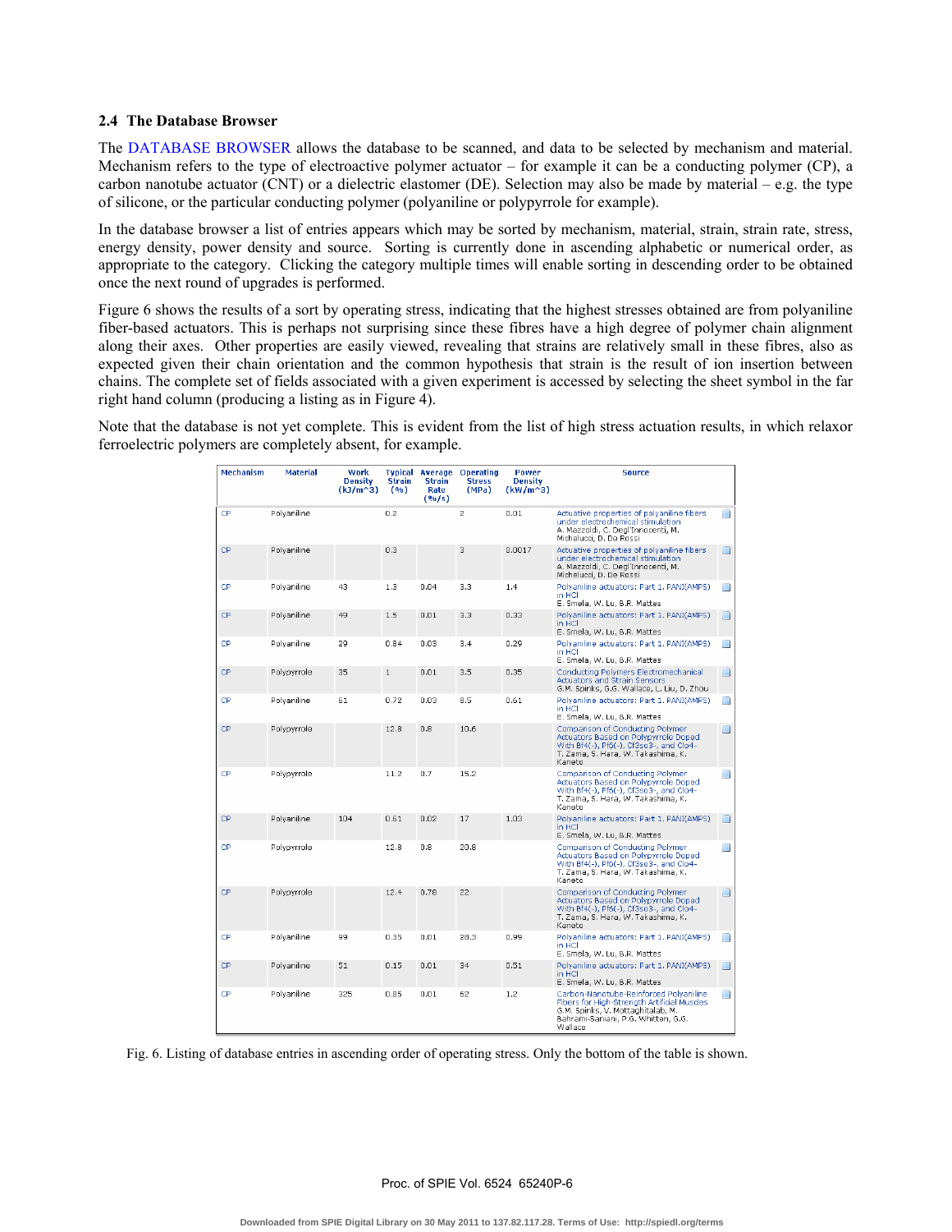### 2.4 The Database Browser

The DATABASE BROWSER allows the database to be scanned, and data to be selected by mechanism and material. Mechanism refers to the type of electroactive polymer actuator – for example it can be a conducting polymer (CP), a carbon nanotube actuator (CNT) or a dielectric elastomer (DE). Selection may also be made by material – e.g. the type of silicone, or the particular conducting polymer (polyaniline or polypyrrole for example).

In the database browser a list of entries appears which may be sorted by mechanism, material, strain, strain rate, stress, energy density, power density and source. Sorting is currently done in ascending alphabetic or numerical order, as appropriate to the category. Clicking the category multiple times will enable sorting in descending order to be obtained once the next round of upgrades is performed.

Figure 6 shows the results of a sort by operating stress, indicating that the highest stresses obtained are from polyaniline fiber-based actuators. This is perhaps not surprising since these fibres have a high degree of polymer chain alignment along their axes. Other properties are easily viewed, revealing that strains are relatively small in these fibres, also as expected given their chain orientation and the common hypothesis that strain is the result of ion insertion between chains. The complete set of fields associated with a given experiment is accessed by selecting the sheet symbol in the far right hand column (producing a listing as in Figure 4).

Note that the database is not yet complete. This is evident from the list of high stress actuation results, in which relaxor ferroelectric polymers are completely absent, for example.

| Mechanism | Material | Work Density (kJ/m^3) | Typical Strain (%) | Average Strain Rate (%/s) | Operating Stress (MPa) | Power Density (kW/m^3) | Source |
|---|---|---|---|---|---|---|---|
| CP | Polyaniline | | 0.2 | | 2 | 0.01 | Actuative properties of polyaniline fibers under electrochemical stimulation A. Mazzoldi, C. Degl'Innocenti, M. Michelucci, D. De Rossi |
| CP | Polyaniline | | 0.3 | | 3 | 0.0017 | Actuative properties of polyaniline fibers under electrochemical stimulation A. Mazzoldi, C. Degl'Innocenti, M. Michelucci, D. De Rossi |
| CP | Polyaniline | 43 | 1.3 | 0.04 | 3.3 | 1.4 | Polyaniline actuators: Part 1. PANI(AMPS) in HCl E. Smela, W. Lu, B.R. Mattes |
| CP | Polyaniline | 49 | 1.5 | 0.01 | 3.3 | 0.33 | Polyaniline actuators: Part 1. PANI(AMPS) in HCl E. Smela, W. Lu, B.R. Mattes |
| CP | Polyaniline | 29 | 0.84 | 0.03 | 3.4 | 0.29 | Polyaniline actuators: Part 1. PANI(AMPS) in HCl E. Smela, W. Lu, B.R. Mattes |
| CP | Polypyrrole | 35 | 1 | 0.01 | 3.5 | 0.35 | Conducting Polymers Electromechanical Actuators and Strain Sensors G.M. Spinks, G.G. Wallace, L. Liu, D. Zhou |
| CP | Polyaniline | 61 | 0.72 | 0.03 | 8.5 | 0.61 | Polyaniline actuators: Part 1. PANI(AMPS) in HCl E. Smela, W. Lu, B.R. Mattes |
| CP | Polypyrrole | | 12.8 | 0.8 | 10.6 | | Comparison of Conducting Polymer Actuators Based on Polypyrrole Doped With Bf4(-), Pf6(-), Cf3so3-, and Clo4- T. Zama, S. Hara, W. Takashima, K. Kaneto |
| CP | Polypyrrole | | 11.2 | 0.7 | 15.2 | | Comparison of Conducting Polymer Actuators Based on Polypyrrole Doped With Bf4(-), Pf6(-), Cf3so3-, and Clo4- T. Zama, S. Hara, W. Takashima, K. Kaneto |
| CP | Polyaniline | 104 | 0.61 | 0.02 | 17 | 1.03 | Polyaniline actuators: Part 1. PANI(AMPS) in HCl E. Smela, W. Lu, B.R. Mattes |
| CP | Polypyrrole | | 12.8 | 0.8 | 20.8 | | Comparison of Conducting Polymer Actuators Based on Polypyrrole Doped With Bf4(-), Pf6(-), Cf3so3-, and Clo4- T. Zama, S. Hara, W. Takashima, K. Kaneto |
| CP | Polypyrrole | | 12.4 | 0.78 | 22 | | Comparison of Conducting Polymer Actuators Based on Polypyrrole Doped With Bf4(-), Pf6(-), Cf3so3-, and Clo4- T. Zama, S. Hara, W. Takashima, K. Kaneto |
| CP | Polyaniline | 99 | 0.35 | 0.01 | 28.3 | 0.99 | Polyaniline actuators: Part 1. PANI(AMPS) in HCl E. Smela, W. Lu, B.R. Mattes |
| CP | Polyaniline | 51 | 0.15 | 0.01 | 34 | 0.51 | Polyaniline actuators: Part 1. PANI(AMPS) in HCl E. Smela, W. Lu, B.R. Mattes |
| CP | Polyaniline | 325 | 0.85 | 0.01 | 62 | 1.2 | Carbon-Nanotube-Reinforced Polyaniline Fibers for High-Strength Artificial Muscles G.M. Spinks, V. Mottaghitalab, M. Bahrami-Samani, P.G. Whitten, G.G. Wallace |

Fig. 6. Listing of database entries in ascending order of operating stress. Only the bottom of the table is shown.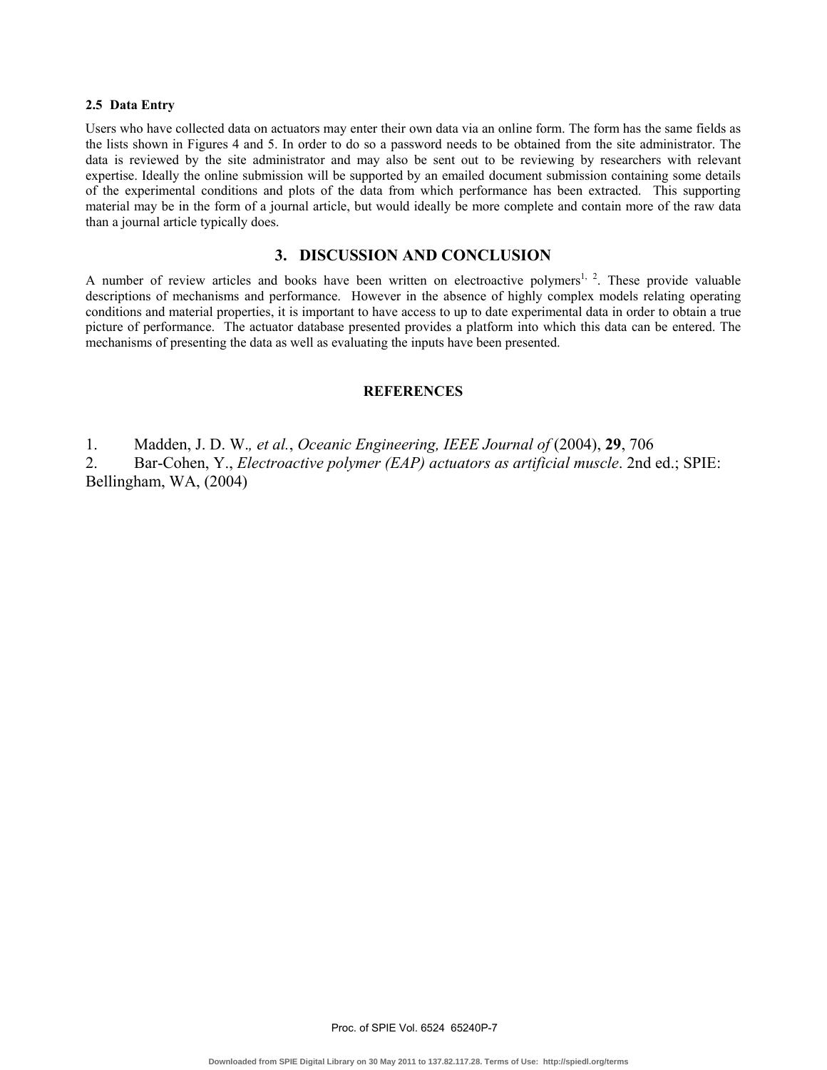### 2.5 Data Entry

Users who have collected data on actuators may enter their own data via an online form. The form has the same fields as the lists shown in Figures 4 and 5. In order to do so a password needs to be obtained from the site administrator. The data is reviewed by the site administrator and may also be sent out to be reviewing by researchers with relevant expertise. Ideally the online submission will be supported by an emailed document submission containing some details of the experimental conditions and plots of the data from which performance has been extracted. This supporting material may be in the form of a journal article, but would ideally be more complete and contain more of the raw data than a journal article typically does.

## 3. DISCUSSION AND CONCLUSION

A number of review articles and books have been written on electroactive polymers[1, 2]. These provide valuable descriptions of mechanisms and performance. However in the absence of highly complex models relating operating conditions and material properties, it is important to have access to up to date experimental data in order to obtain a true picture of performance. The actuator database presented provides a platform into which this data can be entered. The mechanisms of presenting the data as well as evaluating the inputs have been presented.

## REFERENCES

1. Madden, J. D. W*., et al.*, *Oceanic Engineering, IEEE Journal of* (2004), **29**, 706
2. Bar-Cohen, Y., *Electroactive polymer (EAP) actuators as artificial muscle*. 2nd ed.; SPIE: Bellingham, WA, (2004)